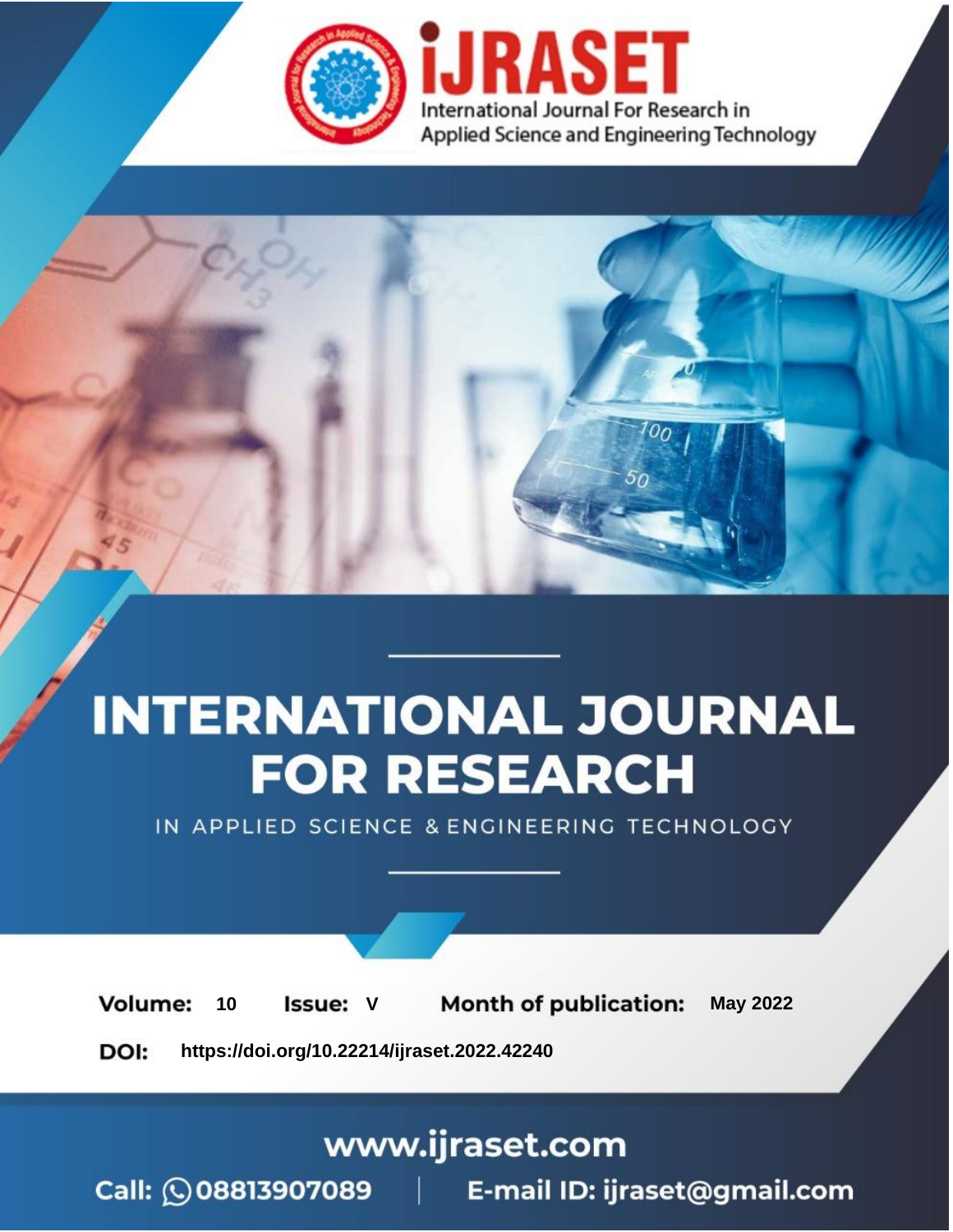# INTERNATIONAL JOURNAL FOR RESEARCH

IN APPLIED SCIENCE & ENGINEERING TECHNOLOGY

**Volume:** 10 **Issue:** V **Month of publication:** May 2022

**DOI:** https://doi.org/10.22214/ijraset.2022.42240

www.ijraset.com

Call: 08813907089 | E-mail ID: ijraset@gmail.com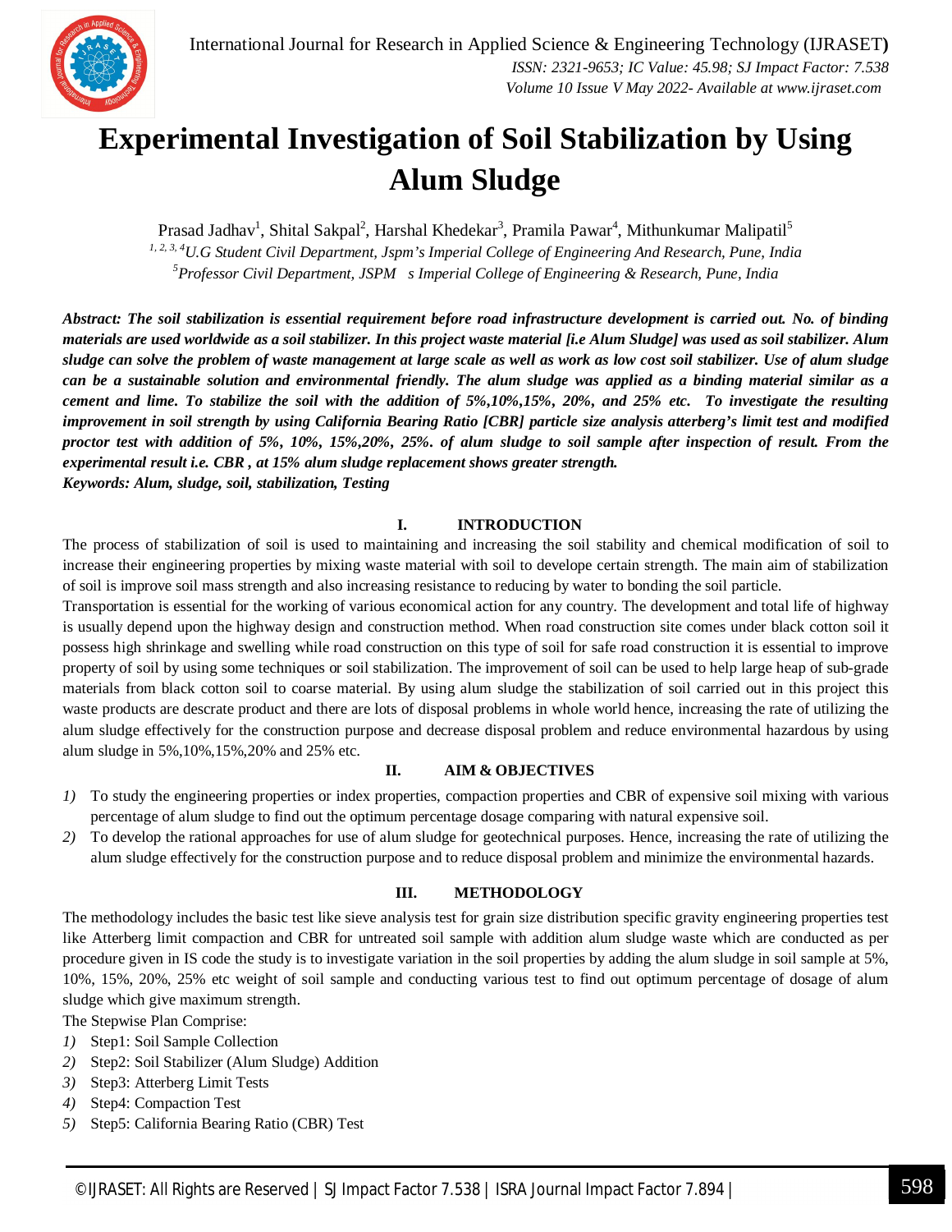# Experimental Investigation of Soil Stabilization by Using Alum Sludge

Prasad Jadhav[1], Shital Sakpal[2], Harshal Khedekar[3], Pramila Pawar[4], Mithunkumar Malipatil[5]

[1, 2, 3, 4]*U.G Student Civil Department, Jspm's Imperial College of Engineering And Research, Pune, India*

[5]*Professor Civil Department, JSPM s Imperial College of Engineering & Research, Pune, India*

***Abstract:** The soil stabilization is essential requirement before road infrastructure development is carried out. No. of binding materials are used worldwide as a soil stabilizer. In this project waste material [i.e Alum Sludge] was used as soil stabilizer. Alum sludge can solve the problem of waste management at large scale as well as work as low cost soil stabilizer. Use of alum sludge can be a sustainable solution and environmental friendly. The alum sludge was applied as a binding material similar as a cement and lime. To stabilize the soil with the addition of 5%,10%,15%, 20%, and 25% etc. To investigate the resulting improvement in soil strength by using California Bearing Ratio [CBR] particle size analysis atterberg's limit test and modified proctor test with addition of 5%, 10%, 15%,20%, 25%. of alum sludge to soil sample after inspection of result. From the experimental result i.e. CBR , at 15% alum sludge replacement shows greater strength.*

***Keywords:** Alum, sludge, soil, stabilization, Testing*

## I. INTRODUCTION

The process of stabilization of soil is used to maintaining and increasing the soil stability and chemical modification of soil to increase their engineering properties by mixing waste material with soil to develope certain strength. The main aim of stabilization of soil is improve soil mass strength and also increasing resistance to reducing by water to bonding the soil particle.

Transportation is essential for the working of various economical action for any country. The development and total life of highway is usually depend upon the highway design and construction method. When road construction site comes under black cotton soil it possess high shrinkage and swelling while road construction on this type of soil for safe road construction it is essential to improve property of soil by using some techniques or soil stabilization. The improvement of soil can be used to help large heap of sub-grade materials from black cotton soil to coarse material. By using alum sludge the stabilization of soil carried out in this project this waste products are descrate product and there are lots of disposal problems in whole world hence, increasing the rate of utilizing the alum sludge effectively for the construction purpose and decrease disposal problem and reduce environmental hazardous by using alum sludge in 5%,10%,15%,20% and 25% etc.

## II. AIM & OBJECTIVES

1) To study the engineering properties or index properties, compaction properties and CBR of expensive soil mixing with various percentage of alum sludge to find out the optimum percentage dosage comparing with natural expensive soil.
2) To develop the rational approaches for use of alum sludge for geotechnical purposes. Hence, increasing the rate of utilizing the alum sludge effectively for the construction purpose and to reduce disposal problem and minimize the environmental hazards.

## III. METHODOLOGY

The methodology includes the basic test like sieve analysis test for grain size distribution specific gravity engineering properties test like Atterberg limit compaction and CBR for untreated soil sample with addition alum sludge waste which are conducted as per procedure given in IS code the study is to investigate variation in the soil properties by adding the alum sludge in soil sample at 5%, 10%, 15%, 20%, 25% etc weight of soil sample and conducting various test to find out optimum percentage of dosage of alum sludge which give maximum strength.

The Stepwise Plan Comprise:

1) Step1: Soil Sample Collection
2) Step2: Soil Stabilizer (Alum Sludge) Addition
3) Step3: Atterberg Limit Tests
4) Step4: Compaction Test
5) Step5: California Bearing Ratio (CBR) Test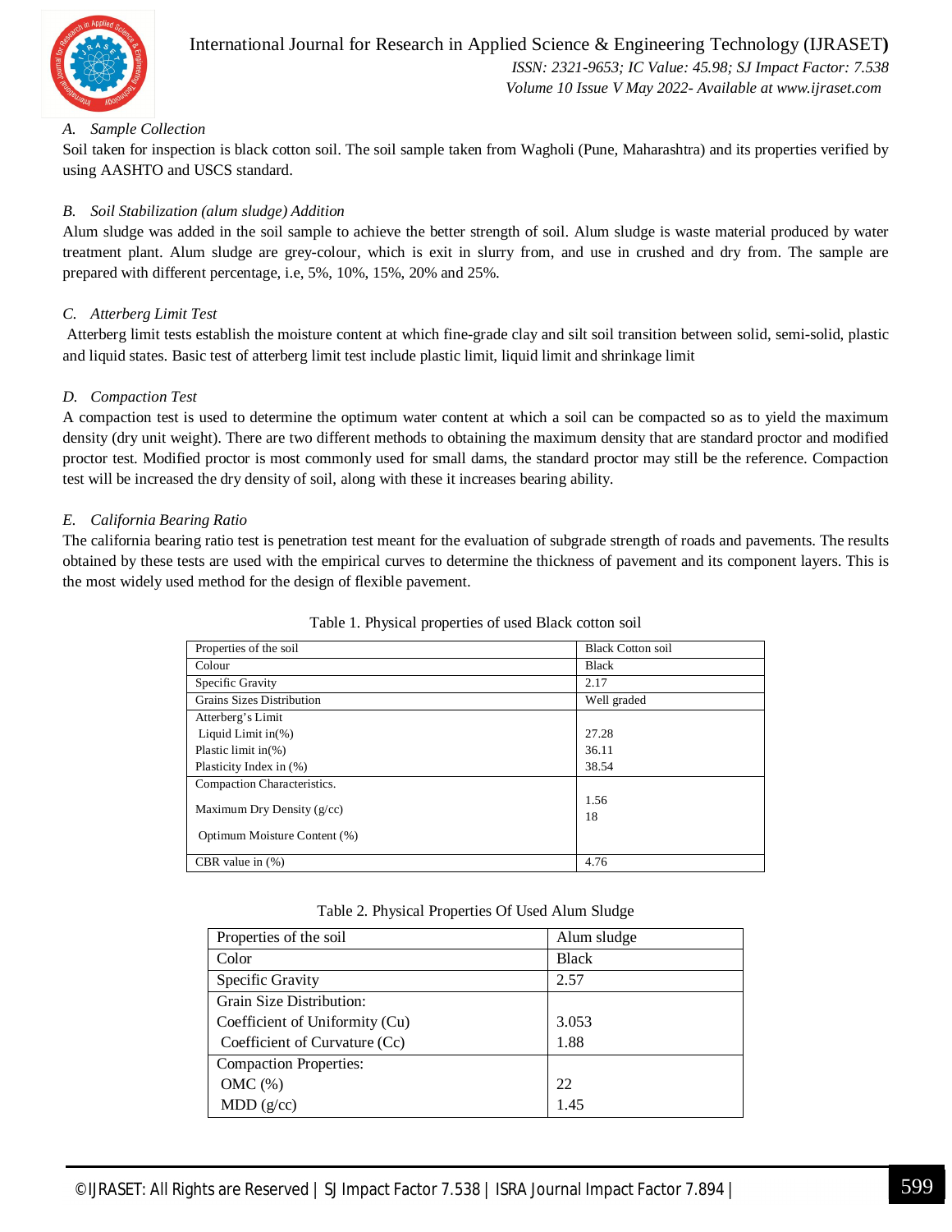### A. Sample Collection

Soil taken for inspection is black cotton soil. The soil sample taken from Wagholi (Pune, Maharashtra) and its properties verified by using AASHTO and USCS standard.

### B. Soil Stabilization (alum sludge) Addition

Alum sludge was added in the soil sample to achieve the better strength of soil. Alum sludge is waste material produced by water treatment plant. Alum sludge are grey-colour, which is exit in slurry from, and use in crushed and dry from. The sample are prepared with different percentage, i.e, 5%, 10%, 15%, 20% and 25%.

### C. Atterberg Limit Test

Atterberg limit tests establish the moisture content at which fine-grade clay and silt soil transition between solid, semi-solid, plastic and liquid states. Basic test of atterberg limit test include plastic limit, liquid limit and shrinkage limit

### D. Compaction Test

A compaction test is used to determine the optimum water content at which a soil can be compacted so as to yield the maximum density (dry unit weight). There are two different methods to obtaining the maximum density that are standard proctor and modified proctor test. Modified proctor is most commonly used for small dams, the standard proctor may still be the reference. Compaction test will be increased the dry density of soil, along with these it increases bearing ability.

### E. California Bearing Ratio

The california bearing ratio test is penetration test meant for the evaluation of subgrade strength of roads and pavements. The results obtained by these tests are used with the empirical curves to determine the thickness of pavement and its component layers. This is the most widely used method for the design of flexible pavement.

Table 1. Physical properties of used Black cotton soil

| Properties of the soil | Black Cotton soil |
|---|---|
| Colour | Black |
| Specific Gravity | 2.17 |
| Grains Sizes Distribution | Well graded |
| Atterberg's Limit | |
| Liquid Limit in(%) | 27.28 |
| Plastic limit in(%) | 36.11 |
| Plasticity Index in (%) | 38.54 |
| Compaction Characteristics. | |
| Maximum Dry Density (g/cc) | 1.56 |
| Optimum Moisture Content (%) | 18 |
| CBR value in (%) | 4.76 |

Table 2. Physical Properties Of Used Alum Sludge

| Properties of the soil | Alum sludge |
|---|---|
| Color | Black |
| Specific Gravity | 2.57 |
| Grain Size Distribution: | |
| Coefficient of Uniformity (Cu) | 3.053 |
| Coefficient of Curvature (Cc) | 1.88 |
| Compaction Properties: | |
| OMC (%) | 22 |
| MDD (g/cc) | 1.45 |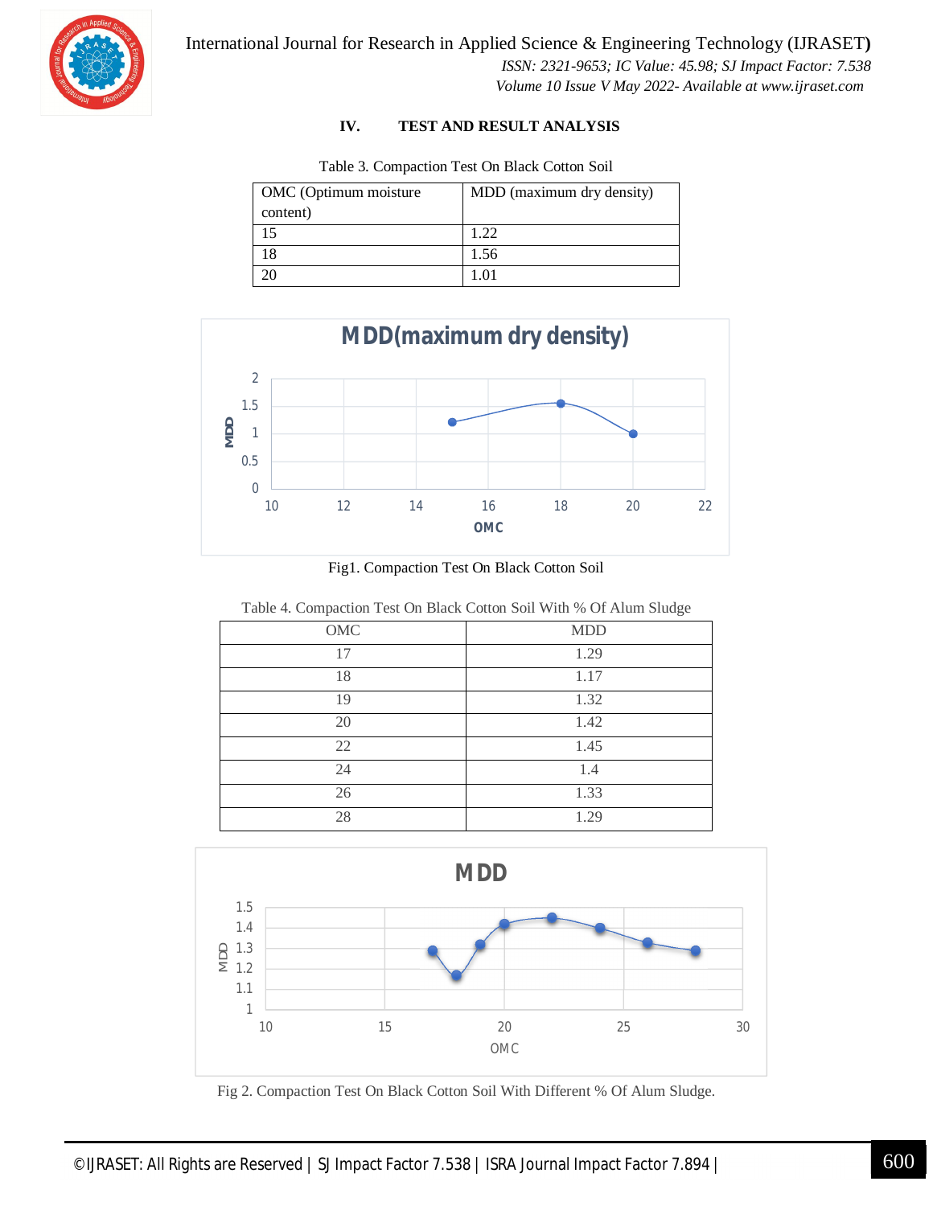## IV. TEST AND RESULT ANALYSIS

Table 3. Compaction Test On Black Cotton Soil

| OMC (Optimum moisture content) | MDD (maximum dry density) |
|---|---|
| 15 | 1.22 |
| 18 | 1.56 |
| 20 | 1.01 |

Fig1. Compaction Test On Black Cotton Soil

Table 4. Compaction Test On Black Cotton Soil With % Of Alum Sludge

| OMC | MDD |
|---|---|
| 17 | 1.29 |
| 18 | 1.17 |
| 19 | 1.32 |
| 20 | 1.42 |
| 22 | 1.45 |
| 24 | 1.4 |
| 26 | 1.33 |
| 28 | 1.29 |

Fig 2. Compaction Test On Black Cotton Soil With Different % Of Alum Sludge.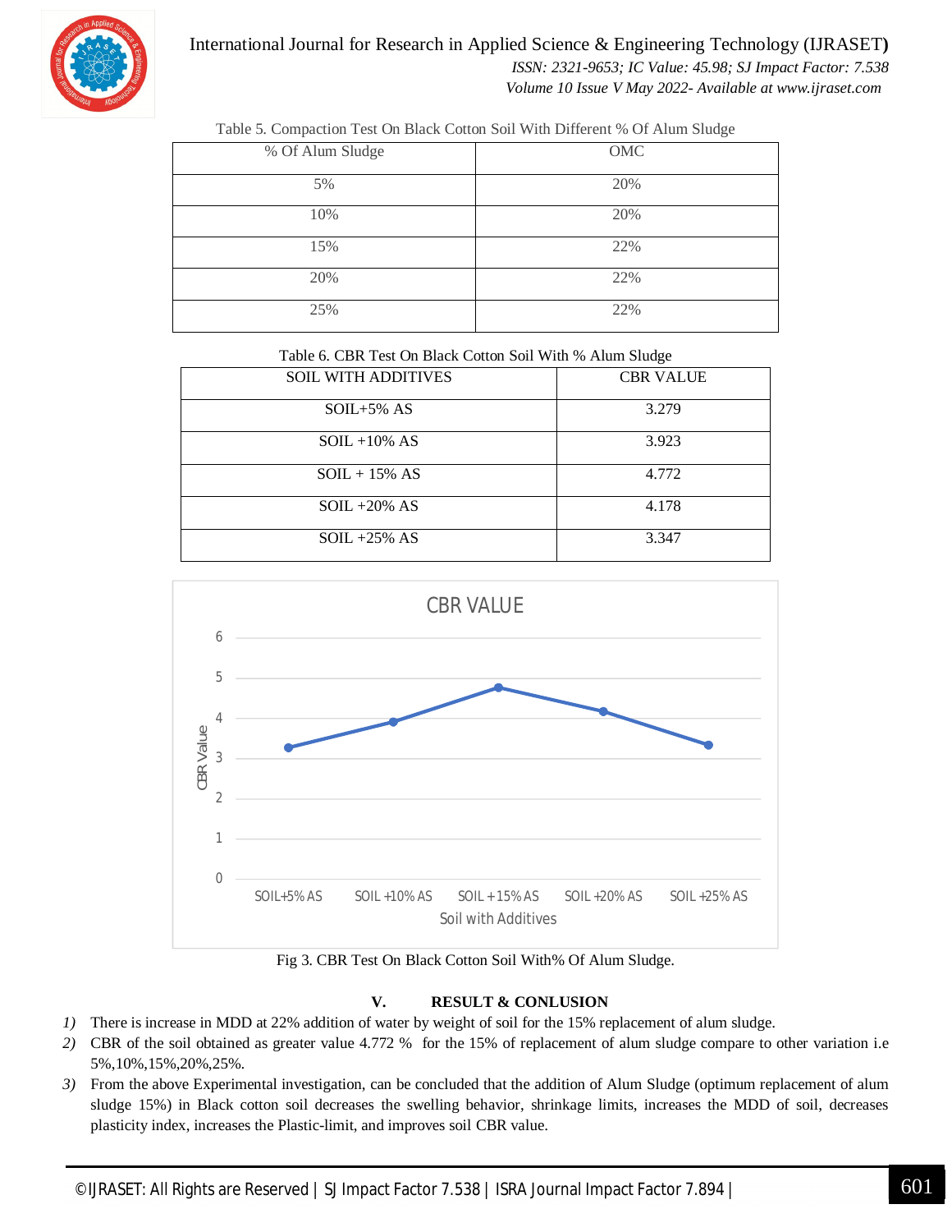Table 5. Compaction Test On Black Cotton Soil With Different % Of Alum Sludge

| % Of Alum Sludge | OMC |
|---|---|
| 5% | 20% |
| 10% | 20% |
| 15% | 22% |
| 20% | 22% |
| 25% | 22% |

Table 6. CBR Test On Black Cotton Soil With % Alum Sludge

| SOIL WITH ADDITIVES | CBR VALUE |
|---|---|
| SOIL+5% AS | 3.279 |
| SOIL +10% AS | 3.923 |
| SOIL + 15% AS | 4.772 |
| SOIL +20% AS | 4.178 |
| SOIL +25% AS | 3.347 |

Fig 3. CBR Test On Black Cotton Soil With% Of Alum Sludge.

## V. RESULT & CONLUSION

1) There is increase in MDD at 22% addition of water by weight of soil for the 15% replacement of alum sludge.
2) CBR of the soil obtained as greater value 4.772 % for the 15% of replacement of alum sludge compare to other variation i.e 5%,10%,15%,20%,25%.
3) From the above Experimental investigation, can be concluded that the addition of Alum Sludge (optimum replacement of alum sludge 15%) in Black cotton soil decreases the swelling behavior, shrinkage limits, increases the MDD of soil, decreases plasticity index, increases the Plastic-limit, and improves soil CBR value.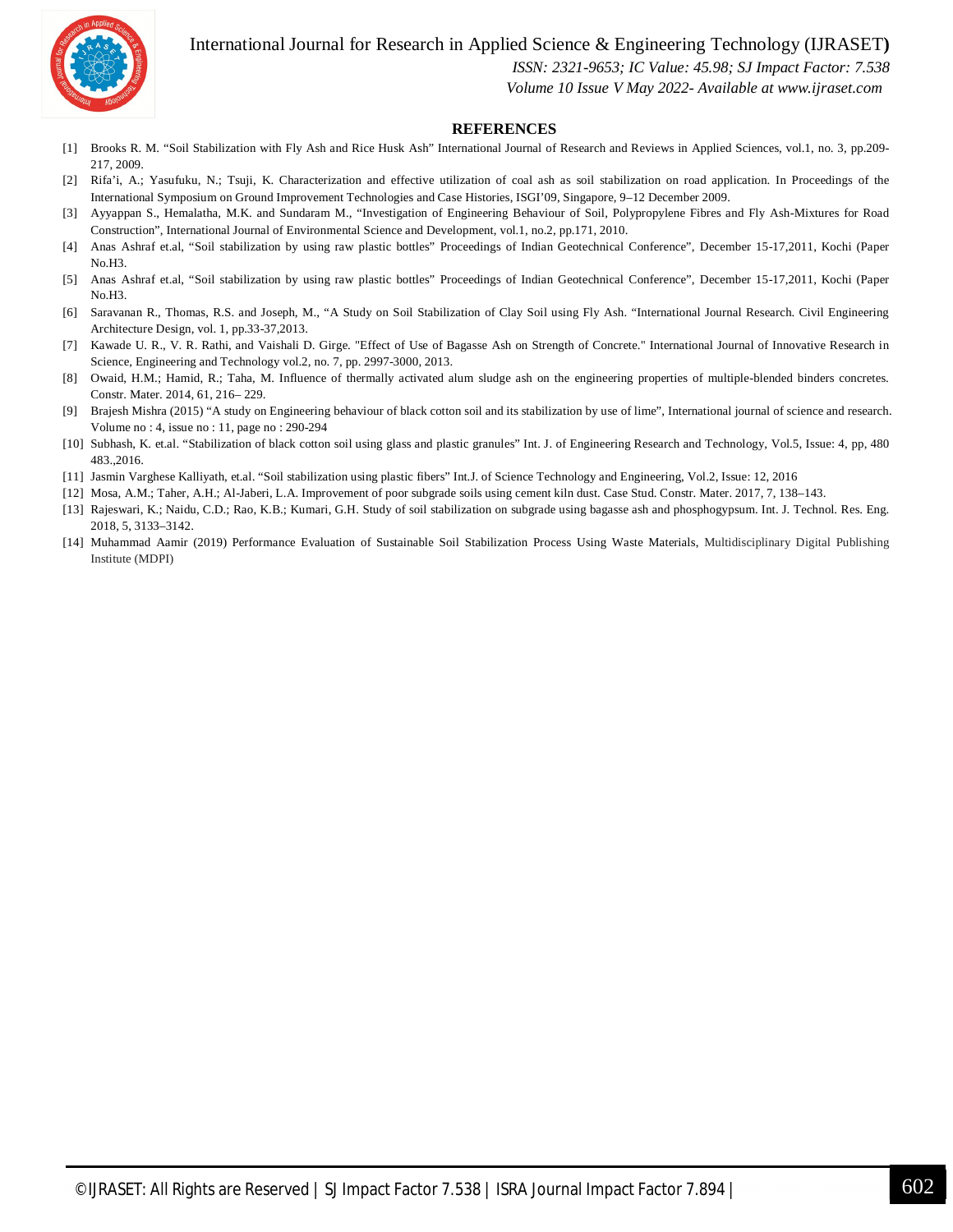## REFERENCES

[1] Brooks R. M. "Soil Stabilization with Fly Ash and Rice Husk Ash" International Journal of Research and Reviews in Applied Sciences, vol.1, no. 3, pp.209-217, 2009.

[2] Rifa'i, A.; Yasufuku, N.; Tsuji, K. Characterization and effective utilization of coal ash as soil stabilization on road application. In Proceedings of the International Symposium on Ground Improvement Technologies and Case Histories, ISGI'09, Singapore, 9–12 December 2009.

[3] Ayyappan S., Hemalatha, M.K. and Sundaram M., "Investigation of Engineering Behaviour of Soil, Polypropylene Fibres and Fly Ash-Mixtures for Road Construction", International Journal of Environmental Science and Development, vol.1, no.2, pp.171, 2010.

[4] Anas Ashraf et.al, "Soil stabilization by using raw plastic bottles" Proceedings of Indian Geotechnical Conference", December 15-17,2011, Kochi (Paper No.H3.

[5] Anas Ashraf et.al, "Soil stabilization by using raw plastic bottles" Proceedings of Indian Geotechnical Conference", December 15-17,2011, Kochi (Paper No.H3.

[6] Saravanan R., Thomas, R.S. and Joseph, M., "A Study on Soil Stabilization of Clay Soil using Fly Ash. "International Journal Research. Civil Engineering Architecture Design, vol. 1, pp.33-37,2013.

[7] Kawade U. R., V. R. Rathi, and Vaishali D. Girge. "Effect of Use of Bagasse Ash on Strength of Concrete." International Journal of Innovative Research in Science, Engineering and Technology vol.2, no. 7, pp. 2997-3000, 2013.

[8] Owaid, H.M.; Hamid, R.; Taha, M. Influence of thermally activated alum sludge ash on the engineering properties of multiple-blended binders concretes. Constr. Mater. 2014, 61, 216– 229.

[9] Brajesh Mishra (2015) "A study on Engineering behaviour of black cotton soil and its stabilization by use of lime", International journal of science and research. Volume no : 4, issue no : 11, page no : 290-294

[10] Subhash, K. et.al. "Stabilization of black cotton soil using glass and plastic granules" Int. J. of Engineering Research and Technology, Vol.5, Issue: 4, pp, 480 483.,2016.

[11] Jasmin Varghese Kalliyath, et.al. "Soil stabilization using plastic fibers" Int.J. of Science Technology and Engineering, Vol.2, Issue: 12, 2016

[12] Mosa, A.M.; Taher, A.H.; Al-Jaberi, L.A. Improvement of poor subgrade soils using cement kiln dust. Case Stud. Constr. Mater. 2017, 7, 138–143.

[13] Rajeswari, K.; Naidu, C.D.; Rao, K.B.; Kumari, G.H. Study of soil stabilization on subgrade using bagasse ash and phosphogypsum. Int. J. Technol. Res. Eng. 2018, 5, 3133–3142.

[14] Muhammad Aamir (2019) Performance Evaluation of Sustainable Soil Stabilization Process Using Waste Materials, Multidisciplinary Digital Publishing Institute (MDPI)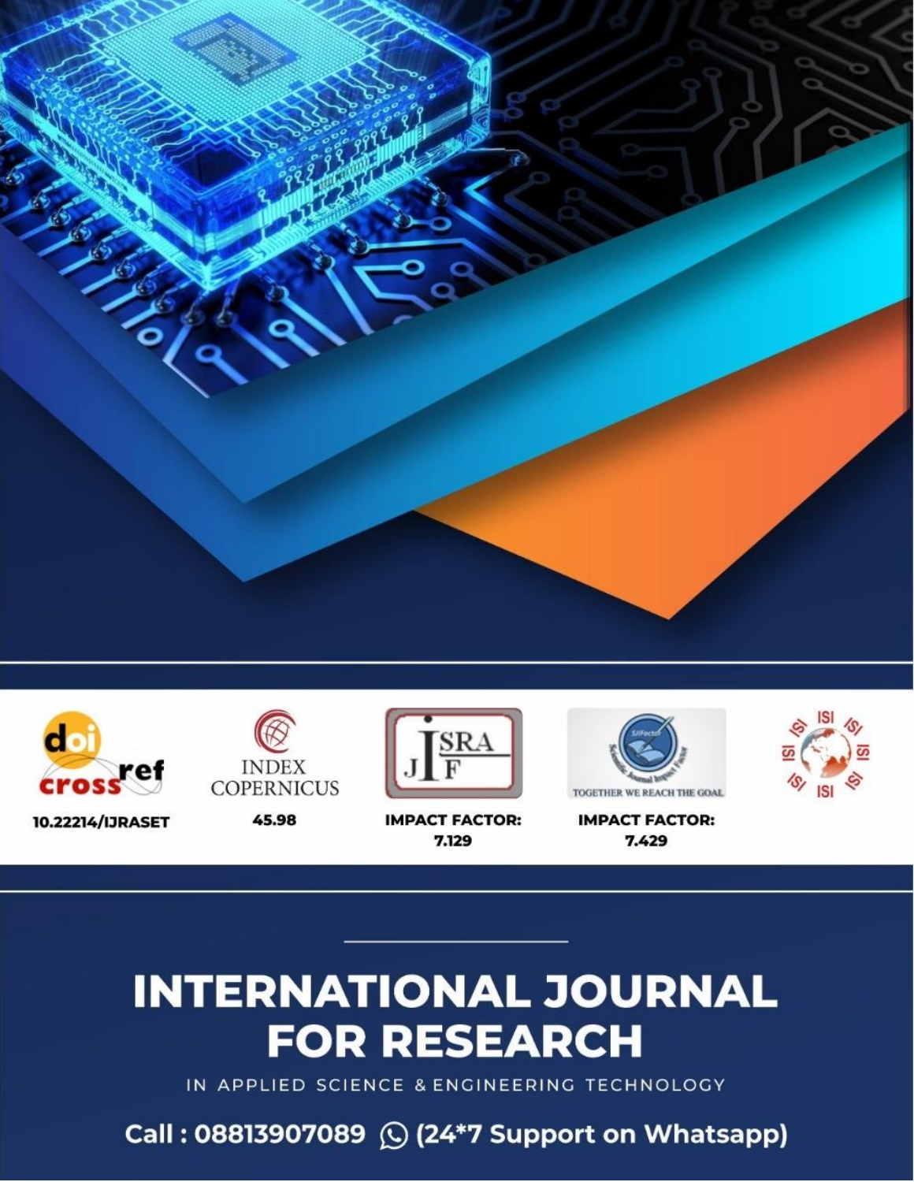10.22214/IJRASET

INDEX COPERNICUS

45.98

IMPACT FACTOR: 7.129

IMPACT FACTOR: 7.429

# INTERNATIONAL JOURNAL FOR RESEARCH

IN APPLIED SCIENCE & ENGINEERING TECHNOLOGY

Call : 08813907089 (24*7 Support on Whatsapp)